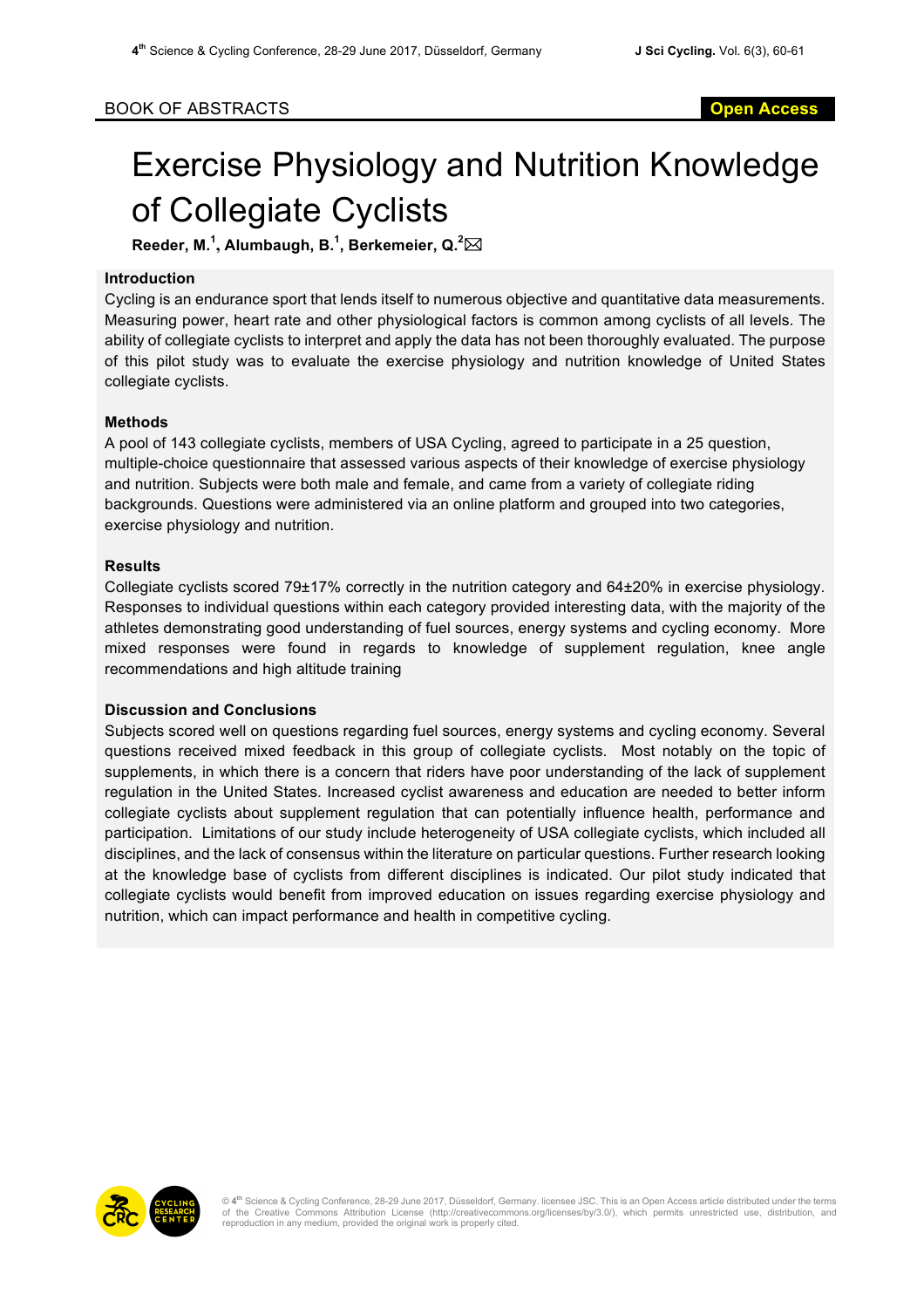BOOK OF ABSTRACTS

# Exercise Physiology and Nutrition Knowledge of Collegiate Cyclists

**Reeder, M.[1], Alumbaugh, B.[1], Berkemeier, Q.[2]**

### Introduction

Cycling is an endurance sport that lends itself to numerous objective and quantitative data measurements. Measuring power, heart rate and other physiological factors is common among cyclists of all levels. The ability of collegiate cyclists to interpret and apply the data has not been thoroughly evaluated. The purpose of this pilot study was to evaluate the exercise physiology and nutrition knowledge of United States collegiate cyclists.

### Methods

A pool of 143 collegiate cyclists, members of USA Cycling, agreed to participate in a 25 question, multiple-choice questionnaire that assessed various aspects of their knowledge of exercise physiology and nutrition. Subjects were both male and female, and came from a variety of collegiate riding backgrounds. Questions were administered via an online platform and grouped into two categories, exercise physiology and nutrition.

### Results

Collegiate cyclists scored 79±17% correctly in the nutrition category and 64±20% in exercise physiology. Responses to individual questions within each category provided interesting data, with the majority of the athletes demonstrating good understanding of fuel sources, energy systems and cycling economy. More mixed responses were found in regards to knowledge of supplement regulation, knee angle recommendations and high altitude training

### Discussion and Conclusions

Subjects scored well on questions regarding fuel sources, energy systems and cycling economy. Several questions received mixed feedback in this group of collegiate cyclists. Most notably on the topic of supplements, in which there is a concern that riders have poor understanding of the lack of supplement regulation in the United States. Increased cyclist awareness and education are needed to better inform collegiate cyclists about supplement regulation that can potentially influence health, performance and participation. Limitations of our study include heterogeneity of USA collegiate cyclists, which included all disciplines, and the lack of consensus within the literature on particular questions. Further research looking at the knowledge base of cyclists from different disciplines is indicated. Our pilot study indicated that collegiate cyclists would benefit from improved education on issues regarding exercise physiology and nutrition, which can impact performance and health in competitive cycling.

© 4th Science & Cycling Conference, 28-29 June 2017, Düsseldorf, Germany. licensee JSC. This is an Open Access article distributed under the terms of the Creative Commons Attribution License (http://creativecommons.org/licenses/by/3.0/), which permits unrestricted use, distribution, and reproduction in any medium, provided the original work is properly cited.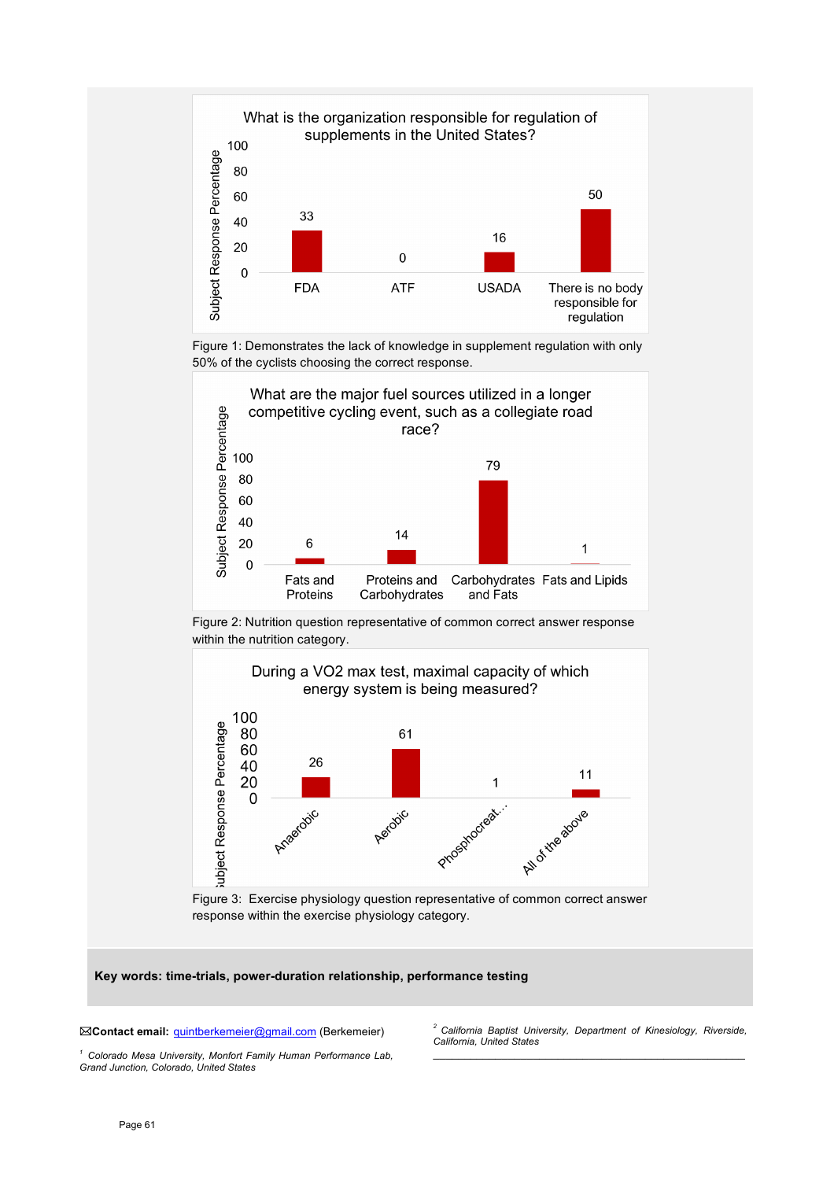What is the organization responsible for regulation of supplements in the United States?

Subject Response Percentage

100
80
60
40
20
0

33
0
16
50

FDA
ATF
USADA
There is no body responsible for regulation

Figure 1: Demonstrates the lack of knowledge in supplement regulation with only 50% of the cyclists choosing the correct response.

What are the major fuel sources utilized in a longer competitive cycling event, such as a collegiate road race?

Subject Response Percentage

100
80
60
40
20
0

6
14
79
1

Fats and Proteins
Proteins and Carbohydrates
Carbohydrates and Fats
Fats and Lipids

Figure 2: Nutrition question representative of common correct answer response within the nutrition category.

During a VO2 max test, maximal capacity of which energy system is being measured?

Subject Response Percentage

100
80
60
40
20
0

26
61
1
11

Anaerobic
Aerobic
Phosphocreat...
All of the above

Figure 3: Exercise physiology question representative of common correct answer response within the exercise physiology category.

**Key words: time-trials, power-duration relationship, performance testing**

✉**Contact email:** quintberkemeier@gmail.com (Berkemeier)

[1] *Colorado Mesa University, Monfort Family Human Performance Lab, Grand Junction, Colorado, United States*

[2] *California Baptist University, Department of Kinesiology, Riverside, California, United States*